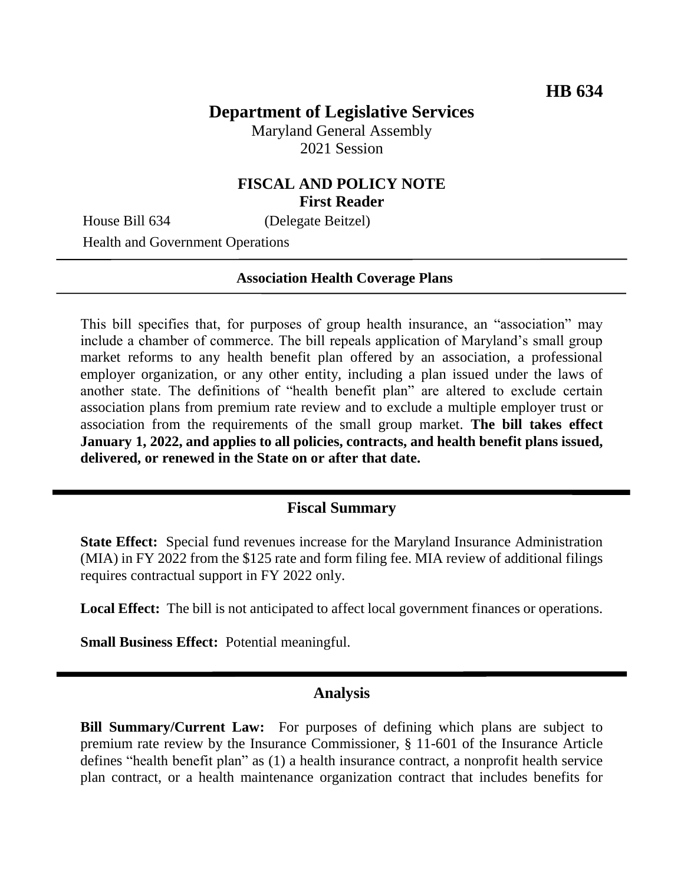**HB 634**

# Department of Legislative Services

Maryland General Assembly
2021 Session

## FISCAL AND POLICY NOTE
**First Reader**

House Bill 634 (Delegate Beitzel)
Health and Government Operations

---

**Association Health Coverage Plans**

---

This bill specifies that, for purposes of group health insurance, an "association" may include a chamber of commerce. The bill repeals application of Maryland's small group market reforms to any health benefit plan offered by an association, a professional employer organization, or any other entity, including a plan issued under the laws of another state. The definitions of "health benefit plan" are altered to exclude certain association plans from premium rate review and to exclude a multiple employer trust or association from the requirements of the small group market. **The bill takes effect January 1, 2022, and applies to all policies, contracts, and health benefit plans issued, delivered, or renewed in the State on or after that date.**

---

## Fiscal Summary

**State Effect:** Special fund revenues increase for the Maryland Insurance Administration (MIA) in FY 2022 from the $125 rate and form filing fee. MIA review of additional filings requires contractual support in FY 2022 only.

**Local Effect:** The bill is not anticipated to affect local government finances or operations.

**Small Business Effect:** Potential meaningful.

---

## Analysis

**Bill Summary/Current Law:** For purposes of defining which plans are subject to premium rate review by the Insurance Commissioner, § 11-601 of the Insurance Article defines "health benefit plan" as (1) a health insurance contract, a nonprofit health service plan contract, or a health maintenance organization contract that includes benefits for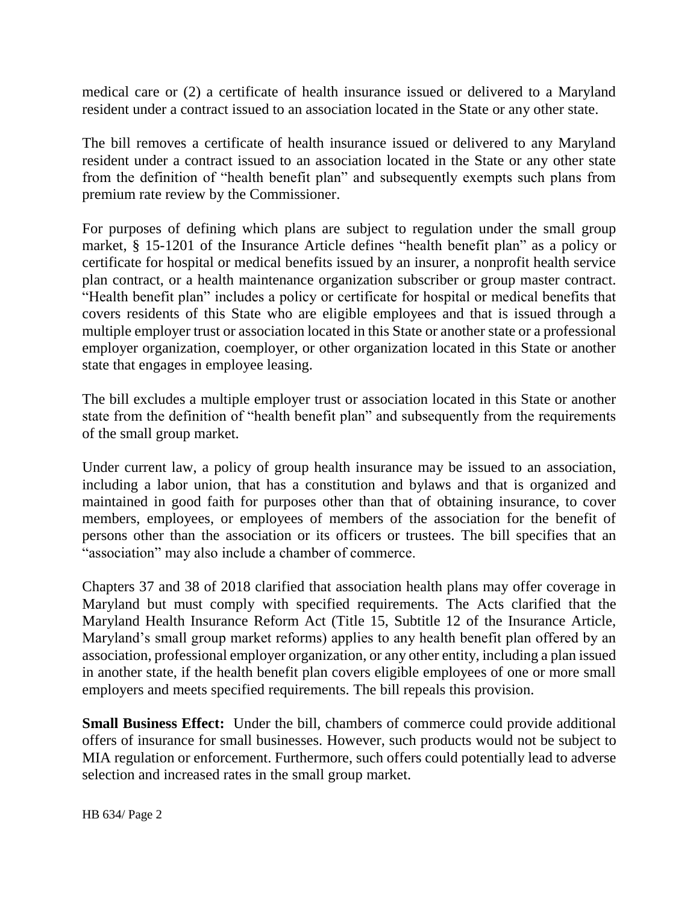medical care or (2) a certificate of health insurance issued or delivered to a Maryland resident under a contract issued to an association located in the State or any other state.

The bill removes a certificate of health insurance issued or delivered to any Maryland resident under a contract issued to an association located in the State or any other state from the definition of "health benefit plan" and subsequently exempts such plans from premium rate review by the Commissioner.

For purposes of defining which plans are subject to regulation under the small group market, § 15-1201 of the Insurance Article defines "health benefit plan" as a policy or certificate for hospital or medical benefits issued by an insurer, a nonprofit health service plan contract, or a health maintenance organization subscriber or group master contract. "Health benefit plan" includes a policy or certificate for hospital or medical benefits that covers residents of this State who are eligible employees and that is issued through a multiple employer trust or association located in this State or another state or a professional employer organization, coemployer, or other organization located in this State or another state that engages in employee leasing.

The bill excludes a multiple employer trust or association located in this State or another state from the definition of "health benefit plan" and subsequently from the requirements of the small group market.

Under current law, a policy of group health insurance may be issued to an association, including a labor union, that has a constitution and bylaws and that is organized and maintained in good faith for purposes other than that of obtaining insurance, to cover members, employees, or employees of members of the association for the benefit of persons other than the association or its officers or trustees. The bill specifies that an "association" may also include a chamber of commerce.

Chapters 37 and 38 of 2018 clarified that association health plans may offer coverage in Maryland but must comply with specified requirements. The Acts clarified that the Maryland Health Insurance Reform Act (Title 15, Subtitle 12 of the Insurance Article, Maryland's small group market reforms) applies to any health benefit plan offered by an association, professional employer organization, or any other entity, including a plan issued in another state, if the health benefit plan covers eligible employees of one or more small employers and meets specified requirements. The bill repeals this provision.

**Small Business Effect:** Under the bill, chambers of commerce could provide additional offers of insurance for small businesses. However, such products would not be subject to MIA regulation or enforcement. Furthermore, such offers could potentially lead to adverse selection and increased rates in the small group market.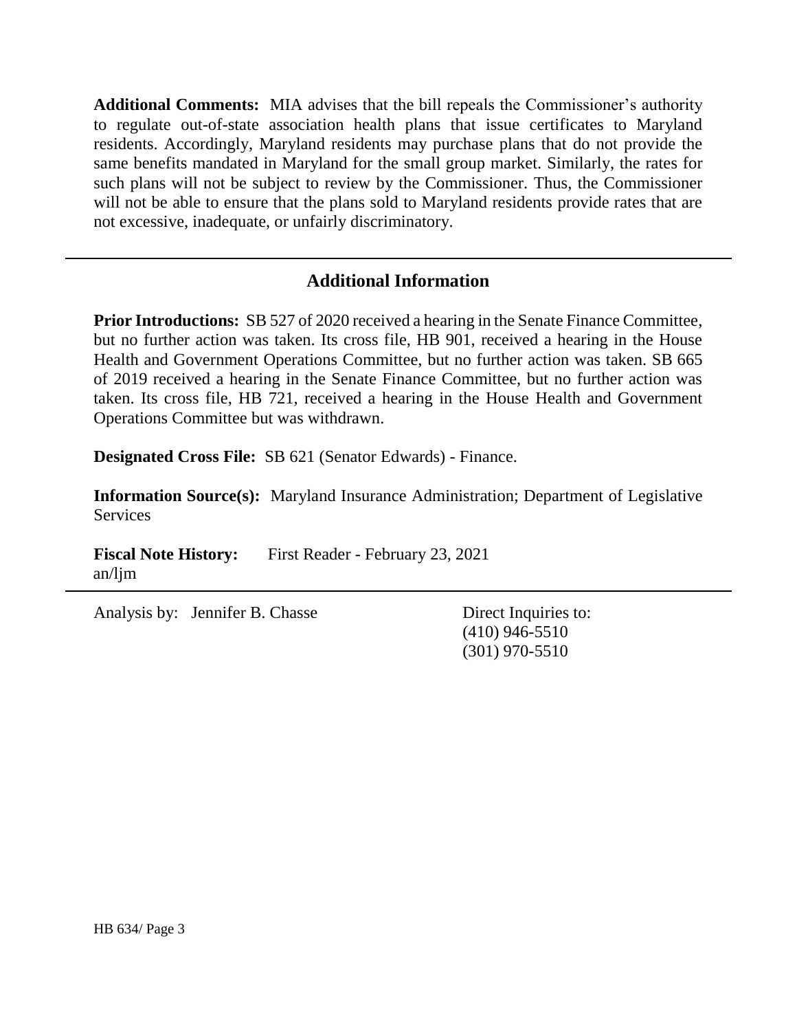**Additional Comments:** MIA advises that the bill repeals the Commissioner's authority to regulate out-of-state association health plans that issue certificates to Maryland residents. Accordingly, Maryland residents may purchase plans that do not provide the same benefits mandated in Maryland for the small group market. Similarly, the rates for such plans will not be subject to review by the Commissioner. Thus, the Commissioner will not be able to ensure that the plans sold to Maryland residents provide rates that are not excessive, inadequate, or unfairly discriminatory.

---

## Additional Information

**Prior Introductions:** SB 527 of 2020 received a hearing in the Senate Finance Committee, but no further action was taken. Its cross file, HB 901, received a hearing in the House Health and Government Operations Committee, but no further action was taken. SB 665 of 2019 received a hearing in the Senate Finance Committee, but no further action was taken. Its cross file, HB 721, received a hearing in the House Health and Government Operations Committee but was withdrawn.

**Designated Cross File:** SB 621 (Senator Edwards) - Finance.

**Information Source(s):** Maryland Insurance Administration; Department of Legislative Services

**Fiscal Note History:** First Reader - February 23, 2021
an/ljm

---

Analysis by: Jennifer B. Chasse

Direct Inquiries to:
(410) 946-5510
(301) 970-5510